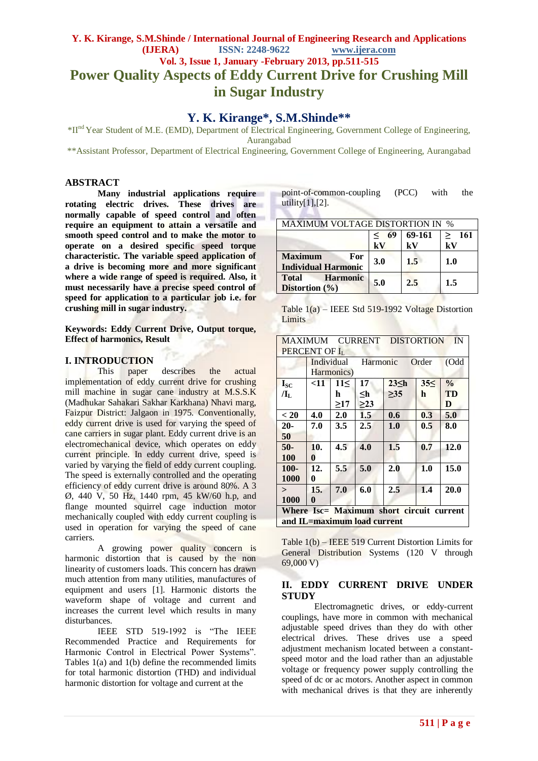# Power Quality Aspects of Eddy Current Drive for Crushing Mill in Sugar Industry

## Y. K. Kirange*, S.M.Shinde**

*II[nd] Year Student of M.E. (EMD), Department of Electrical Engineering, Government College of Engineering, Aurangabad

**Assistant Professor, Department of Electrical Engineering, Government College of Engineering, Aurangabad

## ABSTRACT

**Many industrial applications require rotating electric drives. These drives are normally capable of speed control and often require an equipment to attain a versatile and smooth speed control and to make the motor to operate on a desired specific speed torque characteristic. The variable speed application of a drive is becoming more and more significant where a wide range of speed is required. Also, it must necessarily have a precise speed control of speed for application to a particular job i.e. for crushing mill in sugar industry.**

**Keywords: Eddy Current Drive, Output torque, Effect of harmonics, Result**

## I. INTRODUCTION

This paper describes the actual implementation of eddy current drive for crushing mill machine in sugar cane industry at M.S.S.K (Madhukar Sahakari Sakhar Karkhana) Nhavi marg, Faizpur District: Jalgaon in 1975. Conventionally, eddy current drive is used for varying the speed of cane carriers in sugar plant. Eddy current drive is an electromechanical device, which operates on eddy current principle. In eddy current drive, speed is varied by varying the field of eddy current coupling. The speed is externally controlled and the operating efficiency of eddy current drive is around 80%. A 3 Ø, 440 V, 50 Hz, 1440 rpm, 45 kW/60 h.p, and flange mounted squirrel cage induction motor mechanically coupled with eddy current coupling is used in operation for varying the speed of cane carriers.

A growing power quality concern is harmonic distortion that is caused by the non linearity of customers loads. This concern has drawn much attention from many utilities, manufactures of equipment and users [1]. Harmonic distorts the waveform shape of voltage and current and increases the current level which results in many disturbances.

IEEE STD 519-1992 is "The IEEE Recommended Practice and Requirements for Harmonic Control in Electrical Power Systems". Tables 1(a) and 1(b) define the recommended limits for total harmonic distortion (THD) and individual harmonic distortion for voltage and current at the point-of-common-coupling (PCC) with the utility[1],[2].

| MAXIMUM VOLTAGE DISTORTION IN % | | | |
|---|---|---|---|
| | ≤ 69 kV | 69-161 kV | ≥ 161 kV |
| **Maximum For Individual Harmonic** | **3.0** | **1.5** | **1.0** |
| **Total Harmonic Distortion (%)** | **5.0** | **2.5** | **1.5** |

Table 1(a) – IEEE Std 519-1992 Voltage Distortion Limits

| MAXIMUM CURRENT DISTORTION IN PERCENT OF $I_L$ | | | | | | |
|---|---|---|---|---|---|---|
| | Individual Harmonic Order (Odd Harmonics) | | | | | |
| **$I_{SC}/I_L$** | **<11** | **11≤ h ≥17** | **17 ≤h ≥23** | **23≤h ≥35** | **35≤ h** | **% TDD** |
| **< 20** | **4.0** | **2.0** | **1.5** | **0.6** | **0.3** | **5.0** |
| **20-50** | **7.0** | **3.5** | **2.5** | **1.0** | **0.5** | **8.0** |
| **50-100** | **10.0** | **4.5** | **4.0** | **1.5** | **0.7** | **12.0** |
| **100-1000** | **12.0** | **5.5** | **5.0** | **2.0** | **1.0** | **15.0** |
| **> 1000** | **15.0** | **7.0** | **6.0** | **2.5** | **1.4** | **20.0** |
| **Where Isc= Maximum short circuit current and IL=maximum load current** | | | | | | |

Table 1(b) – IEEE 519 Current Distortion Limits for General Distribution Systems (120 V through 69,000 V)

## II. EDDY CURRENT DRIVE UNDER STUDY

Electromagnetic drives, or eddy-current couplings, have more in common with mechanical adjustable speed drives than they do with other electrical drives. These drives use a speed adjustment mechanism located between a constant-speed motor and the load rather than an adjustable voltage or frequency power supply controlling the speed of dc or ac motors. Another aspect in common with mechanical drives is that they are inherently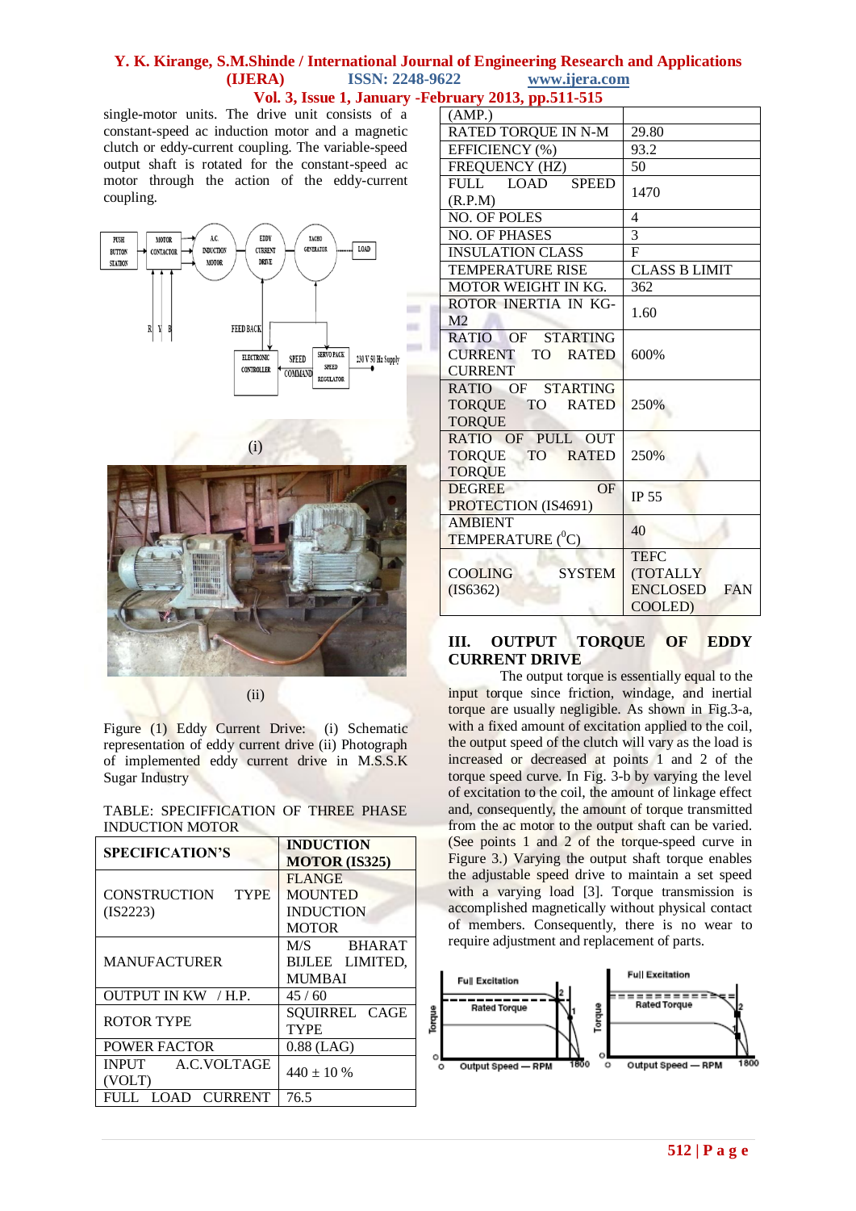single-motor units. The drive unit consists of a constant-speed ac induction motor and a magnetic clutch or eddy-current coupling. The variable-speed output shaft is rotated for the constant-speed ac motor through the action of the eddy-current coupling.

(i)

(ii)

Figure (1) Eddy Current Drive: (i) Schematic representation of eddy current drive (ii) Photograph of implemented eddy current drive in M.S.S.K Sugar Industry

TABLE: SPECIFFICATION OF THREE PHASE INDUCTION MOTOR

| SPECIFICATION'S | INDUCTION MOTOR (IS325) |
|---|---|
| CONSTRUCTION TYPE (IS2223) | FLANGE MOUNTED INDUCTION MOTOR |
| MANUFACTURER | M/S BHARAT BIJLEE LIMITED, MUMBAI |
| OUTPUT IN KW / H.P. | 45 / 60 |
| ROTOR TYPE | SQUIRREL CAGE TYPE |
| POWER FACTOR | 0.88 (LAG) |
| INPUT A.C.VOLTAGE (VOLT) | 440 ± 10 % |
| FULL LOAD CURRENT (AMP.) | 76.5 |
| RATED TORQUE IN N-M | 29.80 |
| EFFICIENCY (%) | 93.2 |
| FREQUENCY (HZ) | 50 |
| FULL LOAD SPEED (R.P.M) | 1470 |
| NO. OF POLES | 4 |
| NO. OF PHASES | 3 |
| INSULATION CLASS | F |
| TEMPERATURE RISE | CLASS B LIMIT |
| MOTOR WEIGHT IN KG. | 362 |
| ROTOR INERTIA IN KG-M2 | 1.60 |
| RATIO OF STARTING CURRENT TO RATED CURRENT | 600% |
| RATIO OF STARTING TORQUE TO RATED TORQUE | 250% |
| RATIO OF PULL OUT TORQUE TO RATED TORQUE | 250% |
| DEGREE OF PROTECTION (IS4691) | IP 55 |
| AMBIENT TEMPERATURE ($^{0}$C) | 40 |
| COOLING SYSTEM (IS6362) | TEFC (TOTALLY ENCLOSED FAN COOLED) |

## III. OUTPUT TORQUE OF EDDY CURRENT DRIVE

The output torque is essentially equal to the input torque since friction, windage, and inertial torque are usually negligible. As shown in Fig.3-a, with a fixed amount of excitation applied to the coil, the output speed of the clutch will vary as the load is increased or decreased at points 1 and 2 of the torque speed curve. In Fig. 3-b by varying the level of excitation to the coil, the amount of linkage effect and, consequently, the amount of torque transmitted from the ac motor to the output shaft can be varied. (See points 1 and 2 of the torque-speed curve in Figure 3.) Varying the output shaft torque enables the adjustable speed drive to maintain a set speed with a varying load [3]. Torque transmission is accomplished magnetically without physical contact of members. Consequently, there is no wear to require adjustment and replacement of parts.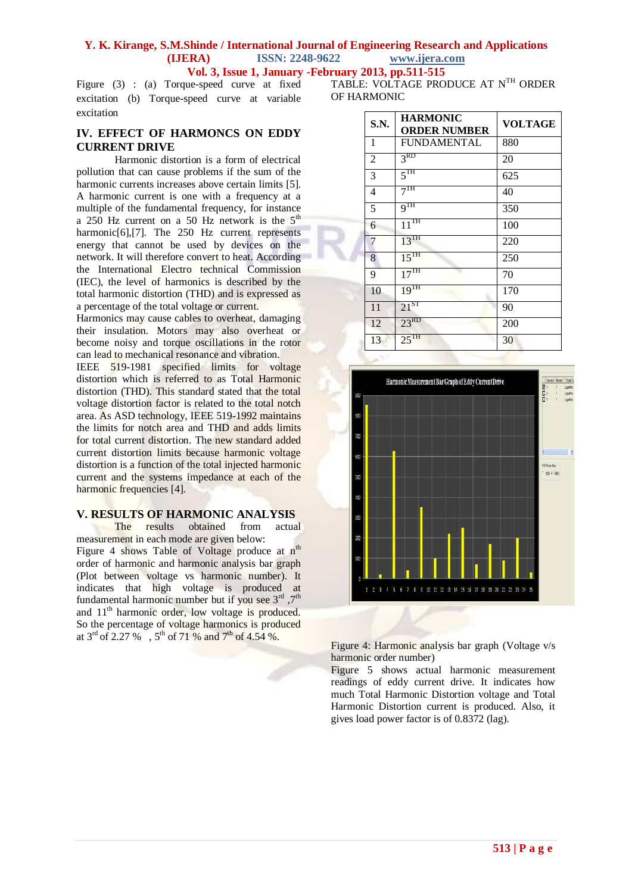Figure (3) : (a) Torque-speed curve at fixed excitation (b) Torque-speed curve at variable excitation

## IV. EFFECT OF HARMONCS ON EDDY CURRENT DRIVE

Harmonic distortion is a form of electrical pollution that can cause problems if the sum of the harmonic currents increases above certain limits [5]. A harmonic current is one with a frequency at a multiple of the fundamental frequency, for instance a 250 Hz current on a 50 Hz network is the 5th harmonic[6],[7]. The 250 Hz current represents energy that cannot be used by devices on the network. It will therefore convert to heat. According the International Electro technical Commission (IEC), the level of harmonics is described by the total harmonic distortion (THD) and is expressed as a percentage of the total voltage or current.

Harmonics may cause cables to overheat, damaging their insulation. Motors may also overheat or become noisy and torque oscillations in the rotor can lead to mechanical resonance and vibration.

IEEE 519-1981 specified limits for voltage distortion which is referred to as Total Harmonic distortion (THD). This standard stated that the total voltage distortion factor is related to the total notch area. As ASD technology, IEEE 519-1992 maintains the limits for notch area and THD and adds limits for total current distortion. The new standard added current distortion limits because harmonic voltage distortion is a function of the total injected harmonic current and the systems impedance at each of the harmonic frequencies [4].

## V. RESULTS OF HARMONIC ANALYSIS

The results obtained from actual measurement in each mode are given below:

Figure 4 shows Table of Voltage produce at nth order of harmonic and harmonic analysis bar graph (Plot between voltage vs harmonic number). It indicates that high voltage is produced at fundamental harmonic number but if you see 3rd ,7th and 11th harmonic order, low voltage is produced. So the percentage of voltage harmonics is produced at 3rd of 2.27 % , 5th of 71 % and 7th of 4.54 %.

TABLE: VOLTAGE PRODUCE AT NTH ORDER OF HARMONIC

| S.N. | HARMONIC ORDER NUMBER | VOLTAGE |
|---|---|---|
| 1 | FUNDAMENTAL | 880 |
| 2 | 3RD | 20 |
| 3 | 5TH | 625 |
| 4 | 7TH | 40 |
| 5 | 9TH | 350 |
| 6 | 11TH | 100 |
| 7 | 13TH | 220 |
| 8 | 15TH | 250 |
| 9 | 17TH | 70 |
| 10 | 19TH | 170 |
| 11 | 21ST | 90 |
| 12 | 23RD | 200 |
| 13 | 25TH | 30 |

Figure 4: Harmonic analysis bar graph (Voltage v/s harmonic order number)

Figure 5 shows actual harmonic measurement readings of eddy current drive. It indicates how much Total Harmonic Distortion voltage and Total Harmonic Distortion current is produced. Also, it gives load power factor is of 0.8372 (lag).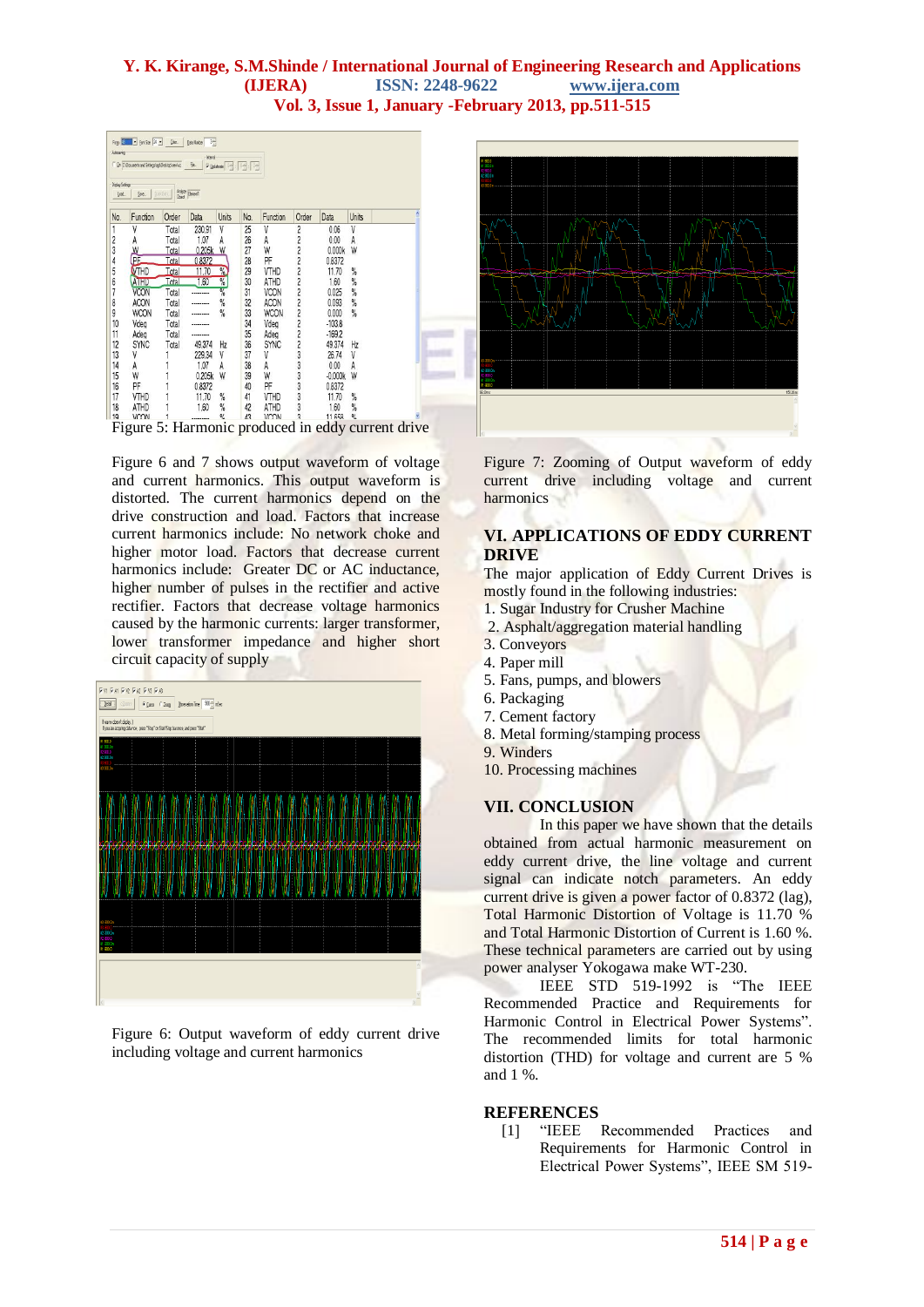Figure 5: Harmonic produced in eddy current drive

Figure 6 and 7 shows output waveform of voltage and current harmonics. This output waveform is distorted. The current harmonics depend on the drive construction and load. Factors that increase current harmonics include: No network choke and higher motor load. Factors that decrease current harmonics include: Greater DC or AC inductance, higher number of pulses in the rectifier and active rectifier. Factors that decrease voltage harmonics caused by the harmonic currents: larger transformer, lower transformer impedance and higher short circuit capacity of supply

Figure 6: Output waveform of eddy current drive including voltage and current harmonics

Figure 7: Zooming of Output waveform of eddy current drive including voltage and current harmonics

## VI. APPLICATIONS OF EDDY CURRENT DRIVE

The major application of Eddy Current Drives is mostly found in the following industries:

1. Sugar Industry for Crusher Machine
2. Asphalt/aggregation material handling
3. Conveyors
4. Paper mill
5. Fans, pumps, and blowers
6. Packaging
7. Cement factory
8. Metal forming/stamping process
9. Winders
10. Processing machines

## VII. CONCLUSION

In this paper we have shown that the details obtained from actual harmonic measurement on eddy current drive, the line voltage and current signal can indicate notch parameters. An eddy current drive is given a power factor of 0.8372 (lag), Total Harmonic Distortion of Voltage is 11.70 % and Total Harmonic Distortion of Current is 1.60 %. These technical parameters are carried out by using power analyser Yokogawa make WT-230.

IEEE STD 519-1992 is "The IEEE Recommended Practice and Requirements for Harmonic Control in Electrical Power Systems". The recommended limits for total harmonic distortion (THD) for voltage and current are 5 % and 1 %.

## REFERENCES

[1] "IEEE Recommended Practices and Requirements for Harmonic Control in Electrical Power Systems", IEEE SM 519-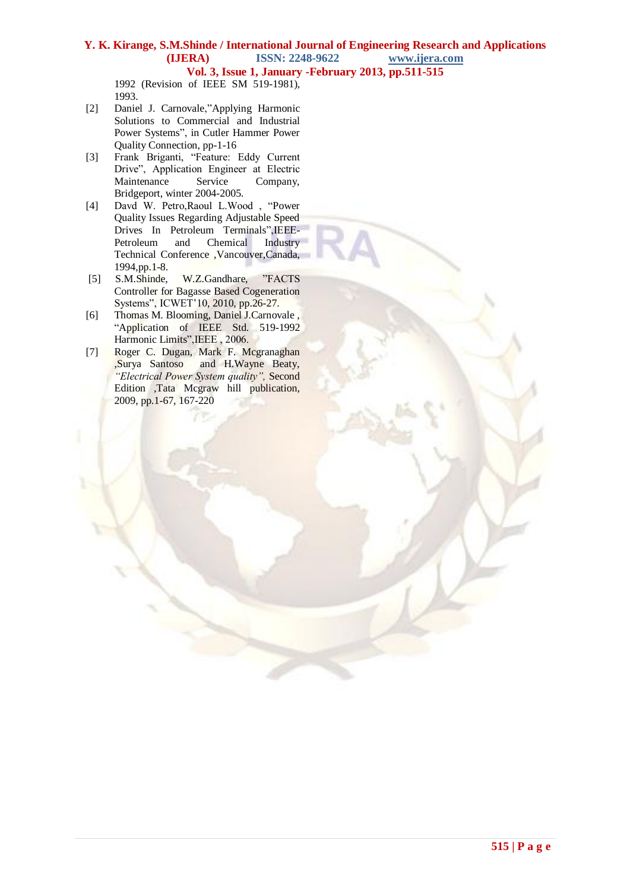1992 (Revision of IEEE SM 519-1981), 1993.

[2] Daniel J. Carnovale,"Applying Harmonic Solutions to Commercial and Industrial Power Systems", in Cutler Hammer Power Quality Connection, pp-1-16

[3] Frank Briganti, "Feature: Eddy Current Drive", Application Engineer at Electric Maintenance Service Company, Bridgeport, winter 2004-2005.

[4] Davd W. Petro,Raoul L.Wood , "Power Quality Issues Regarding Adjustable Speed Drives In Petroleum Terminals",IEEE-Petroleum and Chemical Industry Technical Conference ,Vancouver,Canada, 1994,pp.1-8.

[5] S.M.Shinde, W.Z.Gandhare, "FACTS Controller for Bagasse Based Cogeneration Systems", ICWET'10, 2010, pp.26-27.

[6] Thomas M. Blooming, Daniel J.Carnovale , "Application of IEEE Std. 519-1992 Harmonic Limits",IEEE , 2006.

[7] Roger C. Dugan, Mark F. Mcgranaghan ,Surya Santoso and H.Wayne Beaty, *"Electrical Power System quality",* Second Edition ,Tata Mcgraw hill publication, 2009, pp.1-67, 167-220